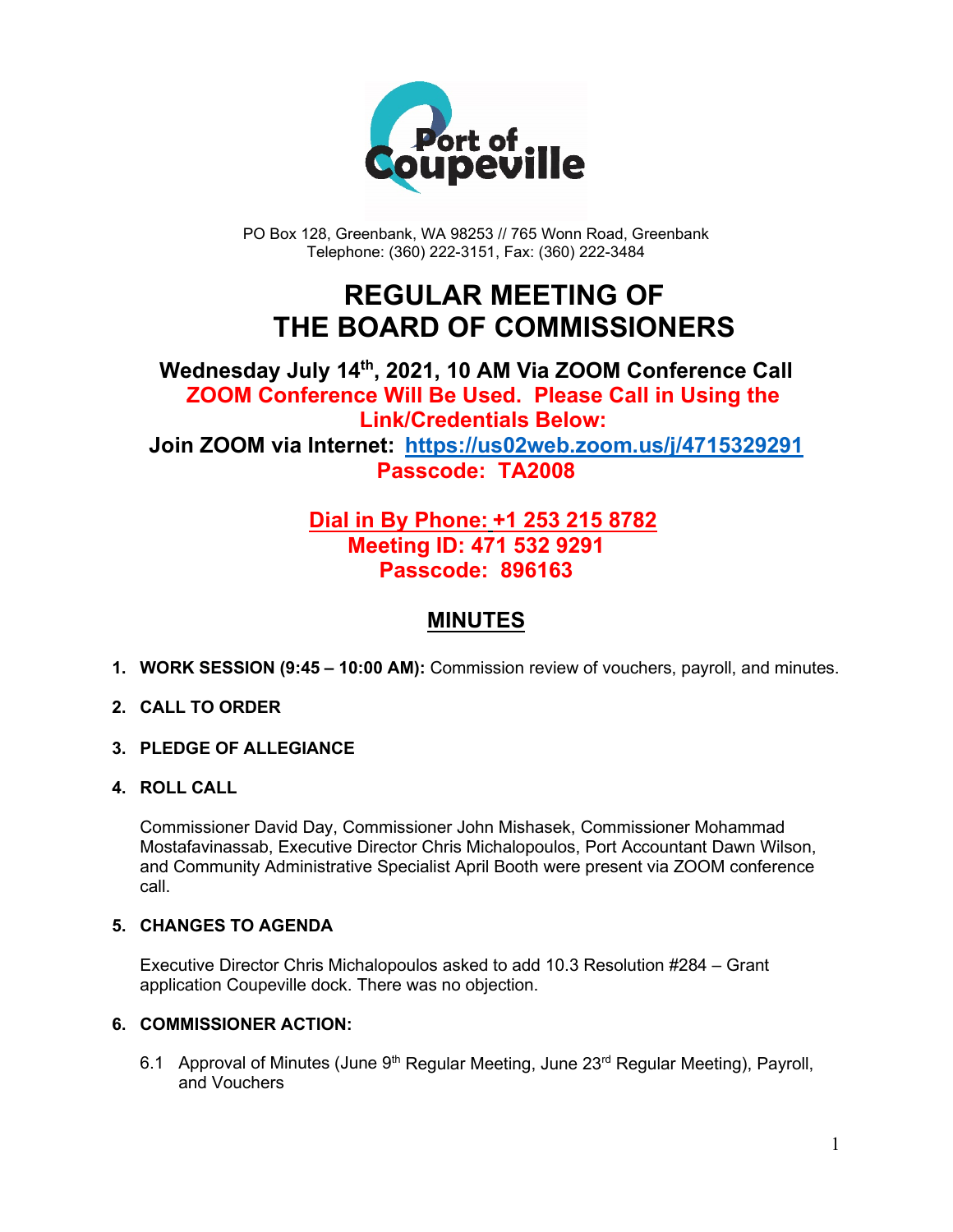PO Box 128, Greenbank, WA 98253 // 765 Wonn Road, Greenbank
Telephone: (360) 222-3151, Fax: (360) 222-3484

# REGULAR MEETING OF THE BOARD OF COMMISSIONERS

**Wednesday July 14th, 2021, 10 AM Via ZOOM Conference Call**

**ZOOM Conference Will Be Used. Please Call in Using the Link/Credentials Below:**

**Join ZOOM via Internet: [https://us02web.zoom.us/j/4715329291](https://us02web.zoom.us/j/4715329291)**

**Passcode: TA2008**

**Dial in By Phone: +1 253 215 8782**

**Meeting ID: 471 532 9291**

**Passcode: 896163**

## MINUTES

1. **WORK SESSION (9:45 – 10:00 AM):** Commission review of vouchers, payroll, and minutes.

2. **CALL TO ORDER**

3. **PLEDGE OF ALLEGIANCE**

4. **ROLL CALL**

   Commissioner David Day, Commissioner John Mishasek, Commissioner Mohammad Mostafavinassab, Executive Director Chris Michalopoulos, Port Accountant Dawn Wilson, and Community Administrative Specialist April Booth were present via ZOOM conference call.

5. **CHANGES TO AGENDA**

   Executive Director Chris Michalopoulos asked to add 10.3 Resolution #284 – Grant application Coupeville dock. There was no objection.

6. **COMMISSIONER ACTION:**

   6.1 Approval of Minutes (June 9th Regular Meeting, June 23rd Regular Meeting), Payroll, and Vouchers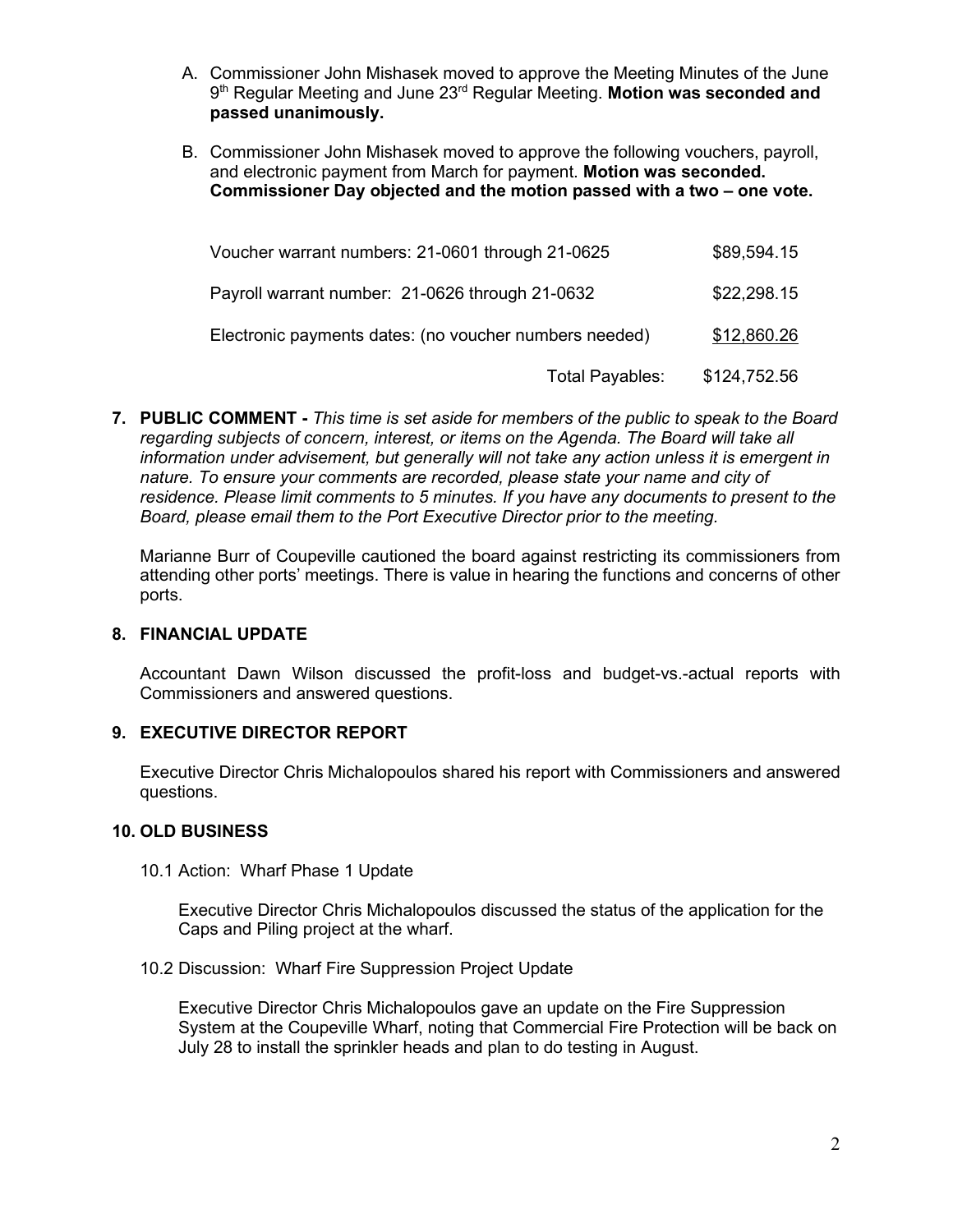A. Commissioner John Mishasek moved to approve the Meeting Minutes of the June 9th Regular Meeting and June 23rd Regular Meeting. **Motion was seconded and passed unanimously.**

B. Commissioner John Mishasek moved to approve the following vouchers, payroll, and electronic payment from March for payment. **Motion was seconded. Commissioner Day objected and the motion passed with a two – one vote.**

| | |
|---|---|
| Voucher warrant numbers: 21-0601 through 21-0625 | $89,594.15 |
| Payroll warrant number: 21-0626 through 21-0632 | $22,298.15 |
| Electronic payments dates: (no voucher numbers needed) | $12,860.26 |
| Total Payables: | $124,752.56 |

**7. PUBLIC COMMENT -** *This time is set aside for members of the public to speak to the Board regarding subjects of concern, interest, or items on the Agenda. The Board will take all information under advisement, but generally will not take any action unless it is emergent in nature. To ensure your comments are recorded, please state your name and city of residence. Please limit comments to 5 minutes. If you have any documents to present to the Board, please email them to the Port Executive Director prior to the meeting.*

Marianne Burr of Coupeville cautioned the board against restricting its commissioners from attending other ports' meetings. There is value in hearing the functions and concerns of other ports.

**8. FINANCIAL UPDATE**

Accountant Dawn Wilson discussed the profit-loss and budget-vs.-actual reports with Commissioners and answered questions.

**9. EXECUTIVE DIRECTOR REPORT**

Executive Director Chris Michalopoulos shared his report with Commissioners and answered questions.

**10. OLD BUSINESS**

10.1 Action: Wharf Phase 1 Update

Executive Director Chris Michalopoulos discussed the status of the application for the Caps and Piling project at the wharf.

10.2 Discussion: Wharf Fire Suppression Project Update

Executive Director Chris Michalopoulos gave an update on the Fire Suppression System at the Coupeville Wharf, noting that Commercial Fire Protection will be back on July 28 to install the sprinkler heads and plan to do testing in August.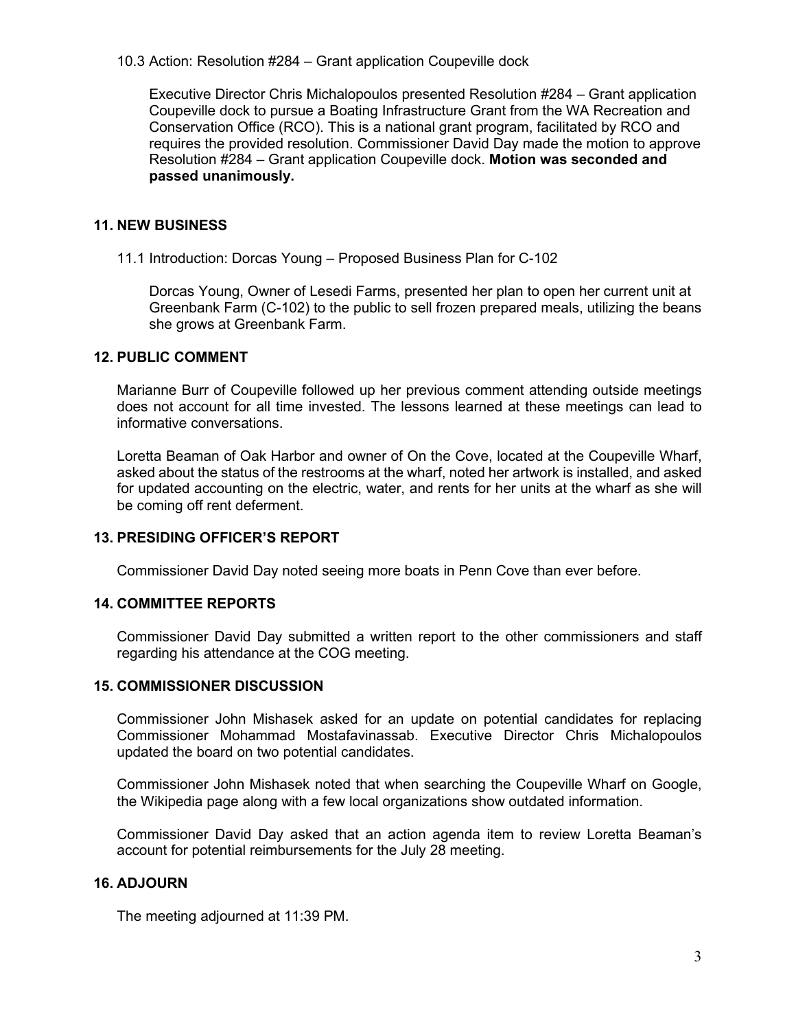10.3 Action: Resolution #284 – Grant application Coupeville dock

Executive Director Chris Michalopoulos presented Resolution #284 – Grant application Coupeville dock to pursue a Boating Infrastructure Grant from the WA Recreation and Conservation Office (RCO). This is a national grant program, facilitated by RCO and requires the provided resolution. Commissioner David Day made the motion to approve Resolution #284 – Grant application Coupeville dock. **Motion was seconded and passed unanimously.**

## 11. NEW BUSINESS

11.1 Introduction: Dorcas Young – Proposed Business Plan for C-102

Dorcas Young, Owner of Lesedi Farms, presented her plan to open her current unit at Greenbank Farm (C-102) to the public to sell frozen prepared meals, utilizing the beans she grows at Greenbank Farm.

## 12. PUBLIC COMMENT

Marianne Burr of Coupeville followed up her previous comment attending outside meetings does not account for all time invested. The lessons learned at these meetings can lead to informative conversations.

Loretta Beaman of Oak Harbor and owner of On the Cove, located at the Coupeville Wharf, asked about the status of the restrooms at the wharf, noted her artwork is installed, and asked for updated accounting on the electric, water, and rents for her units at the wharf as she will be coming off rent deferment.

## 13. PRESIDING OFFICER'S REPORT

Commissioner David Day noted seeing more boats in Penn Cove than ever before.

## 14. COMMITTEE REPORTS

Commissioner David Day submitted a written report to the other commissioners and staff regarding his attendance at the COG meeting.

## 15. COMMISSIONER DISCUSSION

Commissioner John Mishasek asked for an update on potential candidates for replacing Commissioner Mohammad Mostafavinassab. Executive Director Chris Michalopoulos updated the board on two potential candidates.

Commissioner John Mishasek noted that when searching the Coupeville Wharf on Google, the Wikipedia page along with a few local organizations show outdated information.

Commissioner David Day asked that an action agenda item to review Loretta Beaman's account for potential reimbursements for the July 28 meeting.

## 16. ADJOURN

The meeting adjourned at 11:39 PM.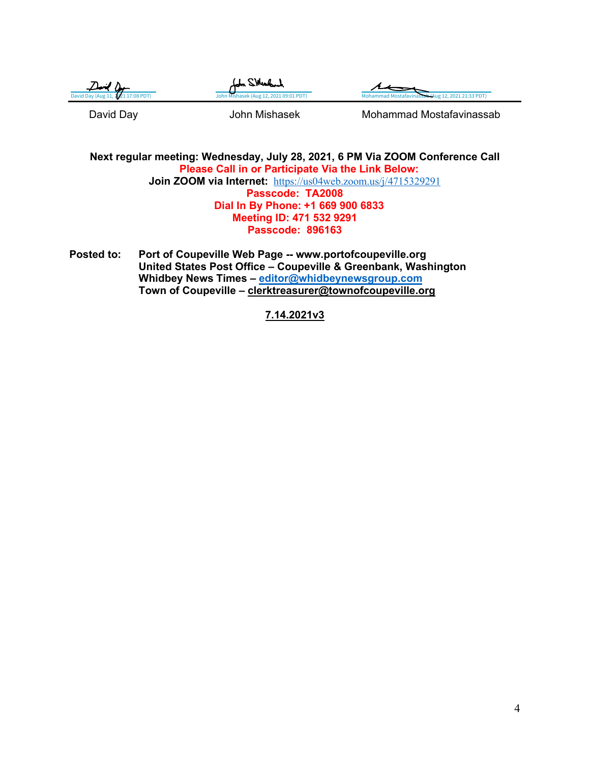| David Day (Aug 11, 2021 17:08 PDT) | John Mishasek (Aug 12, 2021 09:01 PDT) | Mohammad Mostafavinassab (Aug 12, 2021 21:33 PDT) |
| --- | --- | --- |
| David Day | John Mishasek | Mohammad Mostafavinassab |

**Next regular meeting: Wednesday, July 28, 2021, 6 PM Via ZOOM Conference Call**
**Please Call in or Participate Via the Link Below:**
**Join ZOOM via Internet:** https://us04web.zoom.us/j/4715329291
**Passcode: TA2008**
**Dial In By Phone: +1 669 900 6833**
**Meeting ID: 471 532 9291**
**Passcode: 896163**

**Posted to:** **Port of Coupeville Web Page -- www.portofcoupeville.org**
**United States Post Office – Coupeville & Greenbank, Washington**
**Whidbey News Times – editor@whidbeynewsgroup.com**
**Town of Coupeville – clerktreasurer@townofcoupeville.org**

**7.14.2021v3**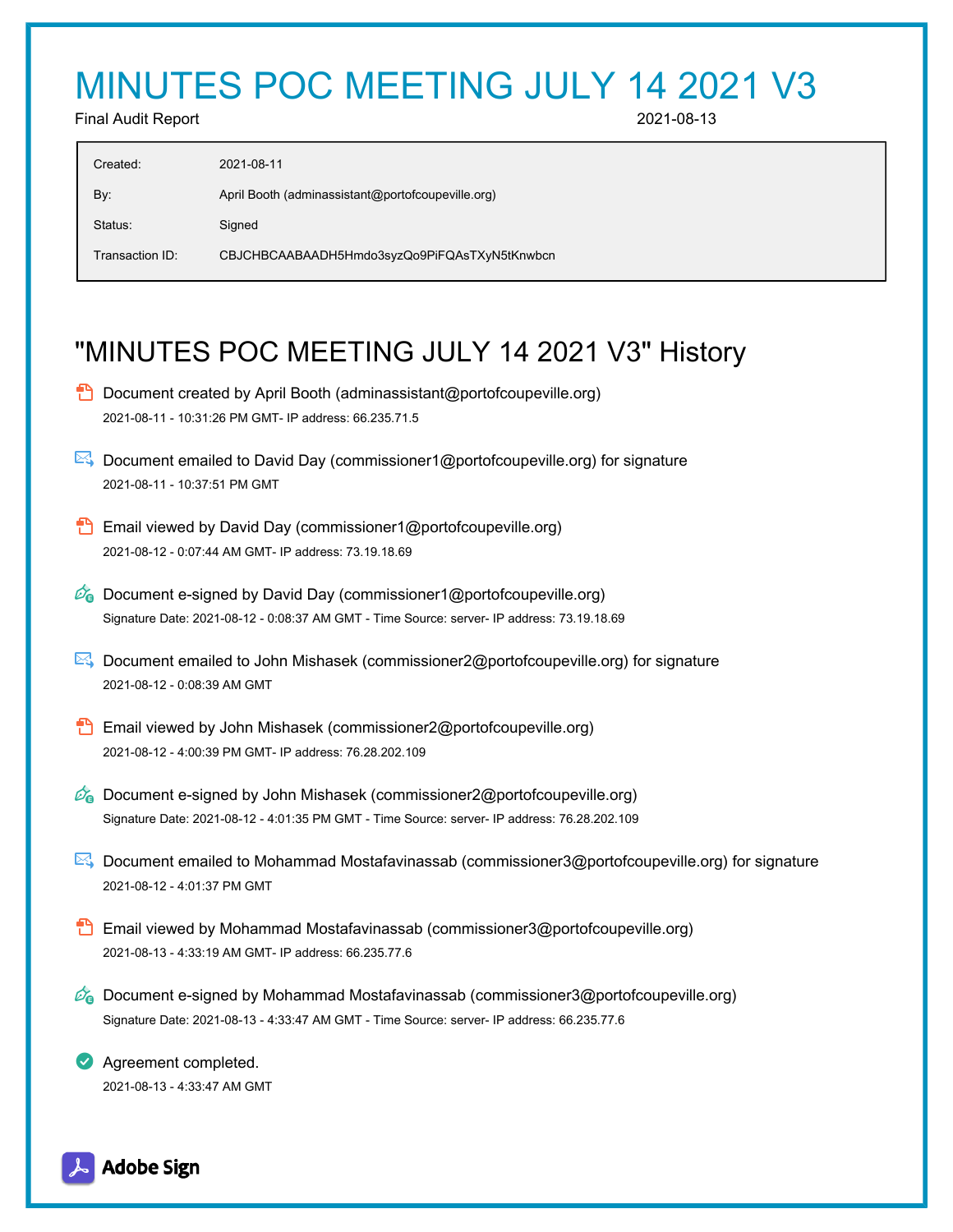# MINUTES POC MEETING JULY 14 2021 V3

Final Audit Report 2021-08-13

| | |
|---|---|
| Created: | 2021-08-11 |
| By: | April Booth (adminassistant@portofcoupeville.org) |
| Status: | Signed |
| Transaction ID: | CBJCHBCAABAADH5Hmdo3syzQo9PiFQAsTXyN5tKnwbcn |

## "MINUTES POC MEETING JULY 14 2021 V3" History

- Document created by April Booth (adminassistant@portofcoupeville.org)
  2021-08-11 - 10:31:26 PM GMT- IP address: 66.235.71.5

- Document emailed to David Day (commissioner1@portofcoupeville.org) for signature
  2021-08-11 - 10:37:51 PM GMT

- Email viewed by David Day (commissioner1@portofcoupeville.org)
  2021-08-12 - 0:07:44 AM GMT- IP address: 73.19.18.69

- Document e-signed by David Day (commissioner1@portofcoupeville.org)
  Signature Date: 2021-08-12 - 0:08:37 AM GMT - Time Source: server- IP address: 73.19.18.69

- Document emailed to John Mishasek (commissioner2@portofcoupeville.org) for signature
  2021-08-12 - 0:08:39 AM GMT

- Email viewed by John Mishasek (commissioner2@portofcoupeville.org)
  2021-08-12 - 4:00:39 PM GMT- IP address: 76.28.202.109

- Document e-signed by John Mishasek (commissioner2@portofcoupeville.org)
  Signature Date: 2021-08-12 - 4:01:35 PM GMT - Time Source: server- IP address: 76.28.202.109

- Document emailed to Mohammad Mostafavinassab (commissioner3@portofcoupeville.org) for signature
  2021-08-12 - 4:01:37 PM GMT

- Email viewed by Mohammad Mostafavinassab (commissioner3@portofcoupeville.org)
  2021-08-13 - 4:33:19 AM GMT- IP address: 66.235.77.6

- Document e-signed by Mohammad Mostafavinassab (commissioner3@portofcoupeville.org)
  Signature Date: 2021-08-13 - 4:33:47 AM GMT - Time Source: server- IP address: 66.235.77.6

- Agreement completed.
  2021-08-13 - 4:33:47 AM GMT

Adobe Sign